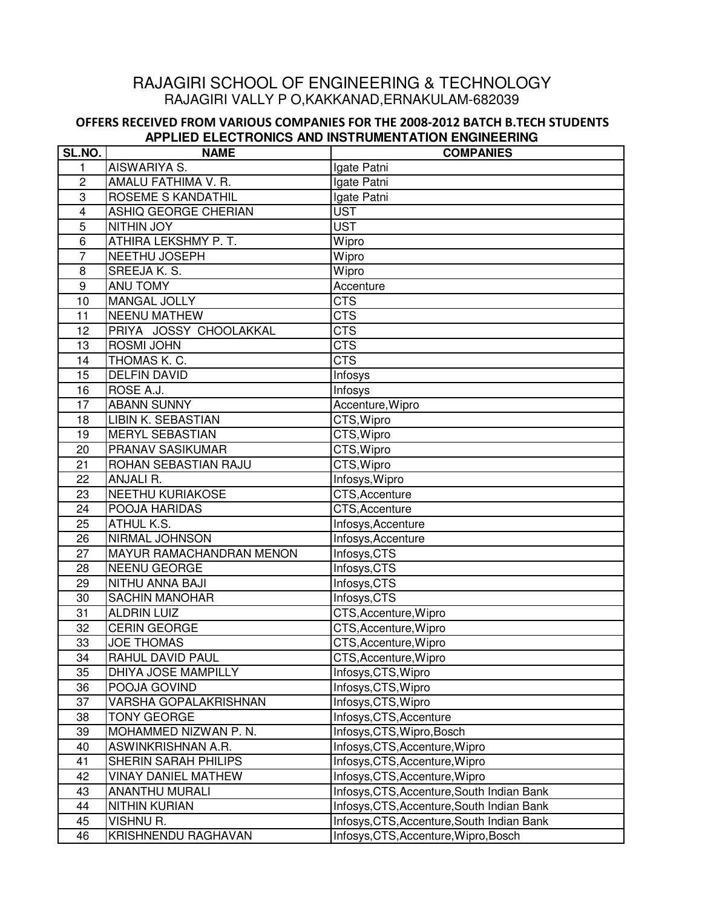# RAJAGIRI SCHOOL OF ENGINEERING & TECHNOLOGY

RAJAGIRI VALLY P O,KAKKANAD,ERNAKULAM-682039

## OFFERS RECEIVED FROM VARIOUS COMPANIES FOR THE 2008-2012 BATCH B.TECH STUDENTS

### APPLIED ELECTRONICS AND INSTRUMENTATION ENGINEERING

| SL.NO. | NAME | COMPANIES |
|---|---|---|
| 1 | AISWARIYA S. | Igate Patni |
| 2 | AMALU FATHIMA V. R. | Igate Patni |
| 3 | ROSEME S KANDATHIL | Igate Patni |
| 4 | ASHIQ GEORGE CHERIAN | UST |
| 5 | NITHIN JOY | UST |
| 6 | ATHIRA LEKSHMY P. T. | Wipro |
| 7 | NEETHU JOSEPH | Wipro |
| 8 | SREEJA K. S. | Wipro |
| 9 | ANU TOMY | Accenture |
| 10 | MANGAL JOLLY | CTS |
| 11 | NEENU MATHEW | CTS |
| 12 | PRIYA JOSSY CHOOLAKKAL | CTS |
| 13 | ROSMI JOHN | CTS |
| 14 | THOMAS K. C. | CTS |
| 15 | DELFIN DAVID | Infosys |
| 16 | ROSE A.J. | Infosys |
| 17 | ABANN SUNNY | Accenture,Wipro |
| 18 | LIBIN K. SEBASTIAN | CTS,Wipro |
| 19 | MERYL SEBASTIAN | CTS,Wipro |
| 20 | PRANAV SASIKUMAR | CTS,Wipro |
| 21 | ROHAN SEBASTIAN RAJU | CTS,Wipro |
| 22 | ANJALI R. | Infosys,Wipro |
| 23 | NEETHU KURIAKOSE | CTS,Accenture |
| 24 | POOJA HARIDAS | CTS,Accenture |
| 25 | ATHUL K.S. | Infosys,Accenture |
| 26 | NIRMAL JOHNSON | Infosys,Accenture |
| 27 | MAYUR RAMACHANDRAN MENON | Infosys,CTS |
| 28 | NEENU GEORGE | Infosys,CTS |
| 29 | NITHU ANNA BAJI | Infosys,CTS |
| 30 | SACHIN MANOHAR | Infosys,CTS |
| 31 | ALDRIN LUIZ | CTS,Accenture,Wipro |
| 32 | CERIN GEORGE | CTS,Accenture,Wipro |
| 33 | JOE THOMAS | CTS,Accenture,Wipro |
| 34 | RAHUL DAVID PAUL | CTS,Accenture,Wipro |
| 35 | DHIYA JOSE MAMPILLY | Infosys,CTS,Wipro |
| 36 | POOJA GOVIND | Infosys,CTS,Wipro |
| 37 | VARSHA GOPALAKRISHNAN | Infosys,CTS,Wipro |
| 38 | TONY GEORGE | Infosys,CTS,Accenture |
| 39 | MOHAMMED NIZWAN P. N. | Infosys,CTS,Wipro,Bosch |
| 40 | ASWINKRISHNAN A.R. | Infosys,CTS,Accenture,Wipro |
| 41 | SHERIN SARAH PHILIPS | Infosys,CTS,Accenture,Wipro |
| 42 | VINAY DANIEL MATHEW | Infosys,CTS,Accenture,Wipro |
| 43 | ANANTHU MURALI | Infosys,CTS,Accenture,South Indian Bank |
| 44 | NITHIN KURIAN | Infosys,CTS,Accenture,South Indian Bank |
| 45 | VISHNU R. | Infosys,CTS,Accenture,South Indian Bank |
| 46 | KRISHNENDU RAGHAVAN | Infosys,CTS,Accenture,Wipro,Bosch |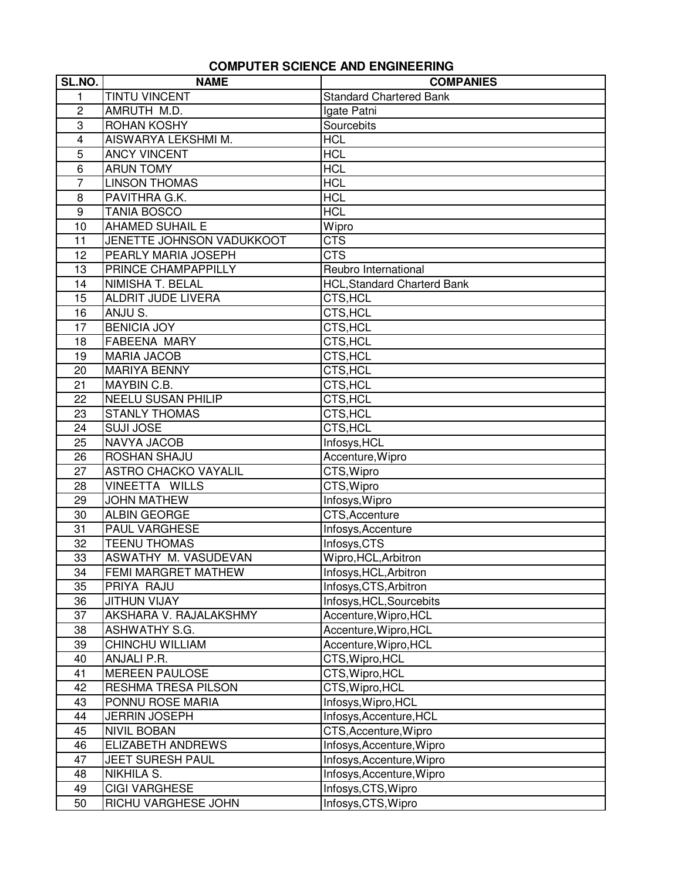## COMPUTER SCIENCE AND ENGINEERING

| SL.NO. | NAME | COMPANIES |
|---|---|---|
| 1 | TINTU VINCENT | Standard Chartered Bank |
| 2 | AMRUTH M.D. | Igate Patni |
| 3 | ROHAN KOSHY | Sourcebits |
| 4 | AISWARYA LEKSHMI M. | HCL |
| 5 | ANCY VINCENT | HCL |
| 6 | ARUN TOMY | HCL |
| 7 | LINSON THOMAS | HCL |
| 8 | PAVITHRA G.K. | HCL |
| 9 | TANIA BOSCO | HCL |
| 10 | AHAMED SUHAIL E | Wipro |
| 11 | JENETTE JOHNSON VADUKKOOT | CTS |
| 12 | PEARLY MARIA JOSEPH | CTS |
| 13 | PRINCE CHAMPAPPILLY | Reubro International |
| 14 | NIMISHA T. BELAL | HCL,Standard Charterd Bank |
| 15 | ALDRIT JUDE LIVERA | CTS,HCL |
| 16 | ANJU S. | CTS,HCL |
| 17 | BENICIA JOY | CTS,HCL |
| 18 | FABEENA MARY | CTS,HCL |
| 19 | MARIA JACOB | CTS,HCL |
| 20 | MARIYA BENNY | CTS,HCL |
| 21 | MAYBIN C.B. | CTS,HCL |
| 22 | NEELU SUSAN PHILIP | CTS,HCL |
| 23 | STANLY THOMAS | CTS,HCL |
| 24 | SUJI JOSE | CTS,HCL |
| 25 | NAVYA JACOB | Infosys,HCL |
| 26 | ROSHAN SHAJU | Accenture,Wipro |
| 27 | ASTRO CHACKO VAYALIL | CTS,Wipro |
| 28 | VINEETTA WILLS | CTS,Wipro |
| 29 | JOHN MATHEW | Infosys,Wipro |
| 30 | ALBIN GEORGE | CTS,Accenture |
| 31 | PAUL VARGHESE | Infosys,Accenture |
| 32 | TEENU THOMAS | Infosys,CTS |
| 33 | ASWATHY M. VASUDEVAN | Wipro,HCL,Arbitron |
| 34 | FEMI MARGRET MATHEW | Infosys,HCL,Arbitron |
| 35 | PRIYA RAJU | Infosys,CTS,Arbitron |
| 36 | JITHUN VIJAY | Infosys,HCL,Sourcebits |
| 37 | AKSHARA V. RAJALAKSHMY | Accenture,Wipro,HCL |
| 38 | ASHWATHY S.G. | Accenture,Wipro,HCL |
| 39 | CHINCHU WILLIAM | Accenture,Wipro,HCL |
| 40 | ANJALI P.R. | CTS,Wipro,HCL |
| 41 | MEREEN PAULOSE | CTS,Wipro,HCL |
| 42 | RESHMA TRESA PILSON | CTS,Wipro,HCL |
| 43 | PONNU ROSE MARIA | Infosys,Wipro,HCL |
| 44 | JERRIN JOSEPH | Infosys,Accenture,HCL |
| 45 | NIVIL BOBAN | CTS,Accenture,Wipro |
| 46 | ELIZABETH ANDREWS | Infosys,Accenture,Wipro |
| 47 | JEET SURESH PAUL | Infosys,Accenture,Wipro |
| 48 | NIKHILA S. | Infosys,Accenture,Wipro |
| 49 | CIGI VARGHESE | Infosys,CTS,Wipro |
| 50 | RICHU VARGHESE JOHN | Infosys,CTS,Wipro |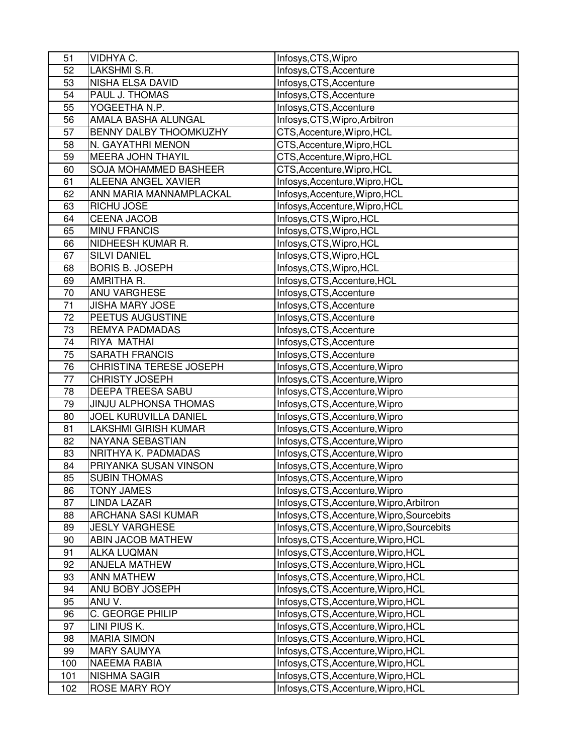| 51 | VIDHYA C. | Infosys,CTS,Wipro |
|---|---|---|
| 52 | LAKSHMI S.R. | Infosys,CTS,Accenture |
| 53 | NISHA ELSA DAVID | Infosys,CTS,Accenture |
| 54 | PAUL J. THOMAS | Infosys,CTS,Accenture |
| 55 | YOGEETHA N.P. | Infosys,CTS,Accenture |
| 56 | AMALA BASHA ALUNGAL | Infosys,CTS,Wipro,Arbitron |
| 57 | BENNY DALBY THOOMKUZHY | CTS,Accenture,Wipro,HCL |
| 58 | N. GAYATHRI MENON | CTS,Accenture,Wipro,HCL |
| 59 | MEERA JOHN THAYIL | CTS,Accenture,Wipro,HCL |
| 60 | SOJA MOHAMMED BASHEER | CTS,Accenture,Wipro,HCL |
| 61 | ALEENA ANGEL XAVIER | Infosys,Accenture,Wipro,HCL |
| 62 | ANN MARIA MANNAMPLACKAL | Infosys,Accenture,Wipro,HCL |
| 63 | RICHU JOSE | Infosys,Accenture,Wipro,HCL |
| 64 | CEENA JACOB | Infosys,CTS,Wipro,HCL |
| 65 | MINU FRANCIS | Infosys,CTS,Wipro,HCL |
| 66 | NIDHEESH KUMAR R. | Infosys,CTS,Wipro,HCL |
| 67 | SILVI DANIEL | Infosys,CTS,Wipro,HCL |
| 68 | BORIS B. JOSEPH | Infosys,CTS,Wipro,HCL |
| 69 | AMRITHA R. | Infosys,CTS,Accenture,HCL |
| 70 | ANU VARGHESE | Infosys,CTS,Accenture |
| 71 | JISHA MARY JOSE | Infosys,CTS,Accenture |
| 72 | PEETUS AUGUSTINE | Infosys,CTS,Accenture |
| 73 | REMYA PADMADAS | Infosys,CTS,Accenture |
| 74 | RIYA MATHAI | Infosys,CTS,Accenture |
| 75 | SARATH FRANCIS | Infosys,CTS,Accenture |
| 76 | CHRISTINA TERESE JOSEPH | Infosys,CTS,Accenture,Wipro |
| 77 | CHRISTY JOSEPH | Infosys,CTS,Accenture,Wipro |
| 78 | DEEPA TREESA SABU | Infosys,CTS,Accenture,Wipro |
| 79 | JINJU ALPHONSA THOMAS | Infosys,CTS,Accenture,Wipro |
| 80 | JOEL KURUVILLA DANIEL | Infosys,CTS,Accenture,Wipro |
| 81 | LAKSHMI GIRISH KUMAR | Infosys,CTS,Accenture,Wipro |
| 82 | NAYANA SEBASTIAN | Infosys,CTS,Accenture,Wipro |
| 83 | NRITHYA K. PADMADAS | Infosys,CTS,Accenture,Wipro |
| 84 | PRIYANKA SUSAN VINSON | Infosys,CTS,Accenture,Wipro |
| 85 | SUBIN THOMAS | Infosys,CTS,Accenture,Wipro |
| 86 | TONY JAMES | Infosys,CTS,Accenture,Wipro |
| 87 | LINDA LAZAR | Infosys,CTS,Accenture,Wipro,Arbitron |
| 88 | ARCHANA SASI KUMAR | Infosys,CTS,Accenture,Wipro,Sourcebits |
| 89 | JESLY VARGHESE | Infosys,CTS,Accenture,Wipro,Sourcebits |
| 90 | ABIN JACOB MATHEW | Infosys,CTS,Accenture,Wipro,HCL |
| 91 | ALKA LUQMAN | Infosys,CTS,Accenture,Wipro,HCL |
| 92 | ANJELA MATHEW | Infosys,CTS,Accenture,Wipro,HCL |
| 93 | ANN MATHEW | Infosys,CTS,Accenture,Wipro,HCL |
| 94 | ANU BOBY JOSEPH | Infosys,CTS,Accenture,Wipro,HCL |
| 95 | ANU V. | Infosys,CTS,Accenture,Wipro,HCL |
| 96 | C. GEORGE PHILIP | Infosys,CTS,Accenture,Wipro,HCL |
| 97 | LINI PIUS K. | Infosys,CTS,Accenture,Wipro,HCL |
| 98 | MARIA SIMON | Infosys,CTS,Accenture,Wipro,HCL |
| 99 | MARY SAUMYA | Infosys,CTS,Accenture,Wipro,HCL |
| 100 | NAEEMA RABIA | Infosys,CTS,Accenture,Wipro,HCL |
| 101 | NISHMA SAGIR | Infosys,CTS,Accenture,Wipro,HCL |
| 102 | ROSE MARY ROY | Infosys,CTS,Accenture,Wipro,HCL |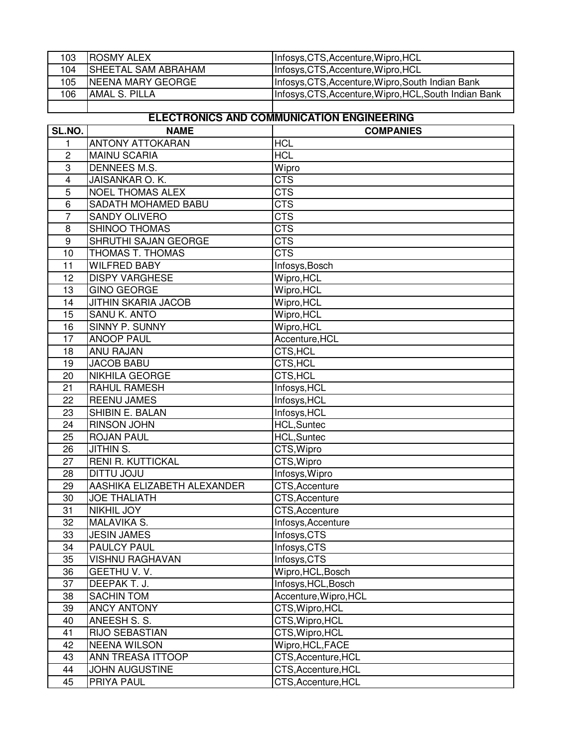| | | |
|---|---|---|
| 103 | ROSMY ALEX | Infosys,CTS,Accenture,Wipro,HCL |
| 104 | SHEETAL SAM ABRAHAM | Infosys,CTS,Accenture,Wipro,HCL |
| 105 | NEENA MARY GEORGE | Infosys,CTS,Accenture,Wipro,South Indian Bank |
| 106 | AMAL S. PILLA | Infosys,CTS,Accenture,Wipro,HCL,South Indian Bank |
| | | |

## ELECTRONICS AND COMMUNICATION ENGINEERING

| SL.NO. | NAME | COMPANIES |
|---|---|---|
| 1 | ANTONY ATTOKARAN | HCL |
| 2 | MAINU SCARIA | HCL |
| 3 | DENNEES M.S. | Wipro |
| 4 | JAISANKAR O. K. | CTS |
| 5 | NOEL THOMAS ALEX | CTS |
| 6 | SADATH MOHAMED BABU | CTS |
| 7 | SANDY OLIVERO | CTS |
| 8 | SHINOO THOMAS | CTS |
| 9 | SHRUTHI SAJAN GEORGE | CTS |
| 10 | THOMAS T. THOMAS | CTS |
| 11 | WILFRED BABY | Infosys,Bosch |
| 12 | DISPY VARGHESE | Wipro,HCL |
| 13 | GINO GEORGE | Wipro,HCL |
| 14 | JITHIN SKARIA JACOB | Wipro,HCL |
| 15 | SANU K. ANTO | Wipro,HCL |
| 16 | SINNY P. SUNNY | Wipro,HCL |
| 17 | ANOOP PAUL | Accenture,HCL |
| 18 | ANU RAJAN | CTS,HCL |
| 19 | JACOB BABU | CTS,HCL |
| 20 | NIKHILA GEORGE | CTS,HCL |
| 21 | RAHUL RAMESH | Infosys,HCL |
| 22 | REENU JAMES | Infosys,HCL |
| 23 | SHIBIN E. BALAN | Infosys,HCL |
| 24 | RINSON JOHN | HCL,Suntec |
| 25 | ROJAN PAUL | HCL,Suntec |
| 26 | JITHIN S. | CTS,Wipro |
| 27 | RENI R. KUTTICKAL | CTS,Wipro |
| 28 | DITTU JOJU | Infosys,Wipro |
| 29 | AASHIKA ELIZABETH ALEXANDER | CTS,Accenture |
| 30 | JOE THALIATH | CTS,Accenture |
| 31 | NIKHIL JOY | CTS,Accenture |
| 32 | MALAVIKA S. | Infosys,Accenture |
| 33 | JESIN JAMES | Infosys,CTS |
| 34 | PAULCY PAUL | Infosys,CTS |
| 35 | VISHNU RAGHAVAN | Infosys,CTS |
| 36 | GEETHU V. V. | Wipro,HCL,Bosch |
| 37 | DEEPAK T. J. | Infosys,HCL,Bosch |
| 38 | SACHIN TOM | Accenture,Wipro,HCL |
| 39 | ANCY ANTONY | CTS,Wipro,HCL |
| 40 | ANEESH S. S. | CTS,Wipro,HCL |
| 41 | RIJO SEBASTIAN | CTS,Wipro,HCL |
| 42 | NEENA WILSON | Wipro,HCL,FACE |
| 43 | ANN TREASA ITTOOP | CTS,Accenture,HCL |
| 44 | JOHN AUGUSTINE | CTS,Accenture,HCL |
| 45 | PRIYA PAUL | CTS,Accenture,HCL |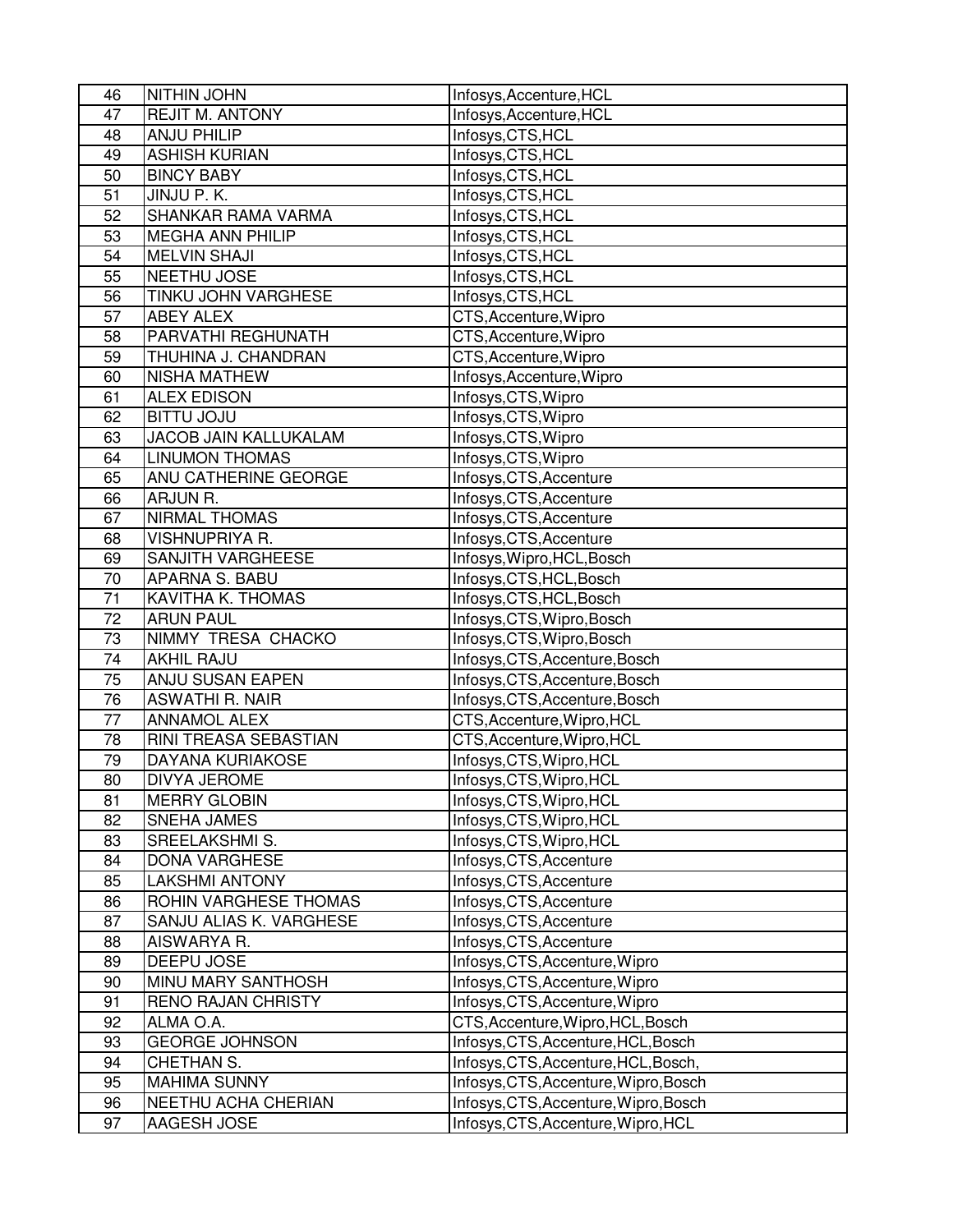| 46 | NITHIN JOHN | Infosys,Accenture,HCL |
|---|---|---|
| 47 | REJIT M. ANTONY | Infosys,Accenture,HCL |
| 48 | ANJU PHILIP | Infosys,CTS,HCL |
| 49 | ASHISH KURIAN | Infosys,CTS,HCL |
| 50 | BINCY BABY | Infosys,CTS,HCL |
| 51 | JINJU P. K. | Infosys,CTS,HCL |
| 52 | SHANKAR RAMA VARMA | Infosys,CTS,HCL |
| 53 | MEGHA ANN PHILIP | Infosys,CTS,HCL |
| 54 | MELVIN SHAJI | Infosys,CTS,HCL |
| 55 | NEETHU JOSE | Infosys,CTS,HCL |
| 56 | TINKU JOHN VARGHESE | Infosys,CTS,HCL |
| 57 | ABEY ALEX | CTS,Accenture,Wipro |
| 58 | PARVATHI REGHUNATH | CTS,Accenture,Wipro |
| 59 | THUHINA J. CHANDRAN | CTS,Accenture,Wipro |
| 60 | NISHA MATHEW | Infosys,Accenture,Wipro |
| 61 | ALEX EDISON | Infosys,CTS,Wipro |
| 62 | BITTU JOJU | Infosys,CTS,Wipro |
| 63 | JACOB JAIN KALLUKALAM | Infosys,CTS,Wipro |
| 64 | LINUMON THOMAS | Infosys,CTS,Wipro |
| 65 | ANU CATHERINE GEORGE | Infosys,CTS,Accenture |
| 66 | ARJUN R. | Infosys,CTS,Accenture |
| 67 | NIRMAL THOMAS | Infosys,CTS,Accenture |
| 68 | VISHNUPRIYA R. | Infosys,CTS,Accenture |
| 69 | SANJITH VARGHEESE | Infosys,Wipro,HCL,Bosch |
| 70 | APARNA S. BABU | Infosys,CTS,HCL,Bosch |
| 71 | KAVITHA K. THOMAS | Infosys,CTS,HCL,Bosch |
| 72 | ARUN PAUL | Infosys,CTS,Wipro,Bosch |
| 73 | NIMMY TRESA CHACKO | Infosys,CTS,Wipro,Bosch |
| 74 | AKHIL RAJU | Infosys,CTS,Accenture,Bosch |
| 75 | ANJU SUSAN EAPEN | Infosys,CTS,Accenture,Bosch |
| 76 | ASWATHI R. NAIR | Infosys,CTS,Accenture,Bosch |
| 77 | ANNAMOL ALEX | CTS,Accenture,Wipro,HCL |
| 78 | RINI TREASA SEBASTIAN | CTS,Accenture,Wipro,HCL |
| 79 | DAYANA KURIAKOSE | Infosys,CTS,Wipro,HCL |
| 80 | DIVYA JEROME | Infosys,CTS,Wipro,HCL |
| 81 | MERRY GLOBIN | Infosys,CTS,Wipro,HCL |
| 82 | SNEHA JAMES | Infosys,CTS,Wipro,HCL |
| 83 | SREELAKSHMI S. | Infosys,CTS,Wipro,HCL |
| 84 | DONA VARGHESE | Infosys,CTS,Accenture |
| 85 | LAKSHMI ANTONY | Infosys,CTS,Accenture |
| 86 | ROHIN VARGHESE THOMAS | Infosys,CTS,Accenture |
| 87 | SANJU ALIAS K. VARGHESE | Infosys,CTS,Accenture |
| 88 | AISWARYA R. | Infosys,CTS,Accenture |
| 89 | DEEPU JOSE | Infosys,CTS,Accenture,Wipro |
| 90 | MINU MARY SANTHOSH | Infosys,CTS,Accenture,Wipro |
| 91 | RENO RAJAN CHRISTY | Infosys,CTS,Accenture,Wipro |
| 92 | ALMA O.A. | CTS,Accenture,Wipro,HCL,Bosch |
| 93 | GEORGE JOHNSON | Infosys,CTS,Accenture,HCL,Bosch |
| 94 | CHETHAN S. | Infosys,CTS,Accenture,HCL,Bosch, |
| 95 | MAHIMA SUNNY | Infosys,CTS,Accenture,Wipro,Bosch |
| 96 | NEETHU ACHA CHERIAN | Infosys,CTS,Accenture,Wipro,Bosch |
| 97 | AAGESH JOSE | Infosys,CTS,Accenture,Wipro,HCL |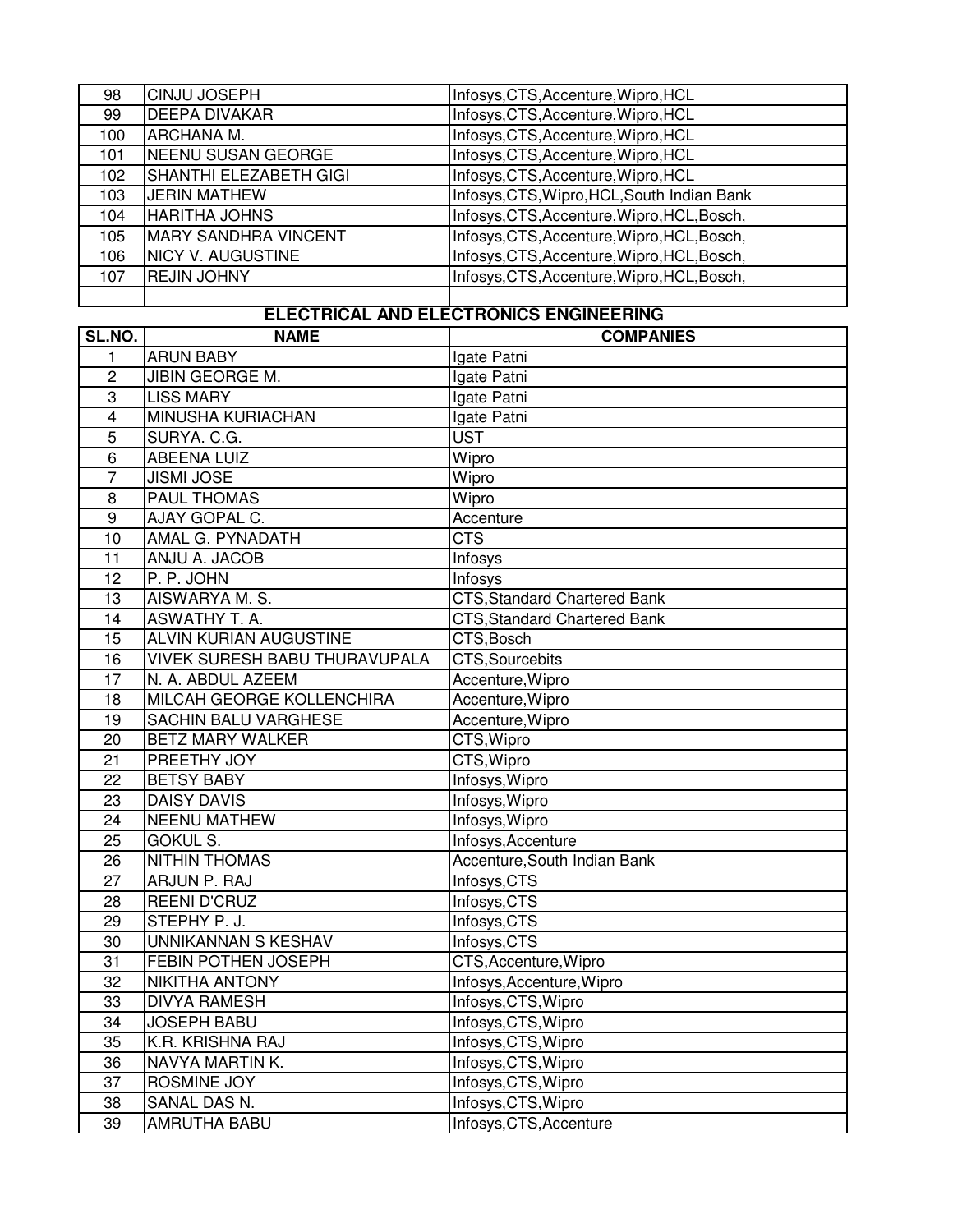| | | |
|---|---|---|
| 98 | CINJU JOSEPH | Infosys,CTS,Accenture,Wipro,HCL |
| 99 | DEEPA DIVAKAR | Infosys,CTS,Accenture,Wipro,HCL |
| 100 | ARCHANA M. | Infosys,CTS,Accenture,Wipro,HCL |
| 101 | NEENU SUSAN GEORGE | Infosys,CTS,Accenture,Wipro,HCL |
| 102 | SHANTHI ELEZABETH GIGI | Infosys,CTS,Accenture,Wipro,HCL |
| 103 | JERIN MATHEW | Infosys,CTS,Wipro,HCL,South Indian Bank |
| 104 | HARITHA JOHNS | Infosys,CTS,Accenture,Wipro,HCL,Bosch, |
| 105 | MARY SANDHRA VINCENT | Infosys,CTS,Accenture,Wipro,HCL,Bosch, |
| 106 | NICY V. AUGUSTINE | Infosys,CTS,Accenture,Wipro,HCL,Bosch, |
| 107 | REJIN JOHNY | Infosys,CTS,Accenture,Wipro,HCL,Bosch, |
| | | |

## ELECTRICAL AND ELECTRONICS ENGINEERING

| SL.NO. | NAME | COMPANIES |
|---|---|---|
| 1 | ARUN BABY | Igate Patni |
| 2 | JIBIN GEORGE M. | Igate Patni |
| 3 | LISS MARY | Igate Patni |
| 4 | MINUSHA KURIACHAN | Igate Patni |
| 5 | SURYA. C.G. | UST |
| 6 | ABEENA LUIZ | Wipro |
| 7 | JISMI JOSE | Wipro |
| 8 | PAUL THOMAS | Wipro |
| 9 | AJAY GOPAL C. | Accenture |
| 10 | AMAL G. PYNADATH | CTS |
| 11 | ANJU A. JACOB | Infosys |
| 12 | P. P. JOHN | Infosys |
| 13 | AISWARYA M. S. | CTS,Standard Chartered Bank |
| 14 | ASWATHY T. A. | CTS,Standard Chartered Bank |
| 15 | ALVIN KURIAN AUGUSTINE | CTS,Bosch |
| 16 | VIVEK SURESH BABU THURAVUPALA | CTS,Sourcebits |
| 17 | N. A. ABDUL AZEEM | Accenture,Wipro |
| 18 | MILCAH GEORGE KOLLENCHIRA | Accenture,Wipro |
| 19 | SACHIN BALU VARGHESE | Accenture,Wipro |
| 20 | BETZ MARY WALKER | CTS,Wipro |
| 21 | PREETHY JOY | CTS,Wipro |
| 22 | BETSY BABY | Infosys,Wipro |
| 23 | DAISY DAVIS | Infosys,Wipro |
| 24 | NEENU MATHEW | Infosys,Wipro |
| 25 | GOKUL S. | Infosys,Accenture |
| 26 | NITHIN THOMAS | Accenture,South Indian Bank |
| 27 | ARJUN P. RAJ | Infosys,CTS |
| 28 | REENI D'CRUZ | Infosys,CTS |
| 29 | STEPHY P. J. | Infosys,CTS |
| 30 | UNNIKANNAN S KESHAV | Infosys,CTS |
| 31 | FEBIN POTHEN JOSEPH | CTS,Accenture,Wipro |
| 32 | NIKITHA ANTONY | Infosys,Accenture,Wipro |
| 33 | DIVYA RAMESH | Infosys,CTS,Wipro |
| 34 | JOSEPH BABU | Infosys,CTS,Wipro |
| 35 | K.R. KRISHNA RAJ | Infosys,CTS,Wipro |
| 36 | NAVYA MARTIN K. | Infosys,CTS,Wipro |
| 37 | ROSMINE JOY | Infosys,CTS,Wipro |
| 38 | SANAL DAS N. | Infosys,CTS,Wipro |
| 39 | AMRUTHA BABU | Infosys,CTS,Accenture |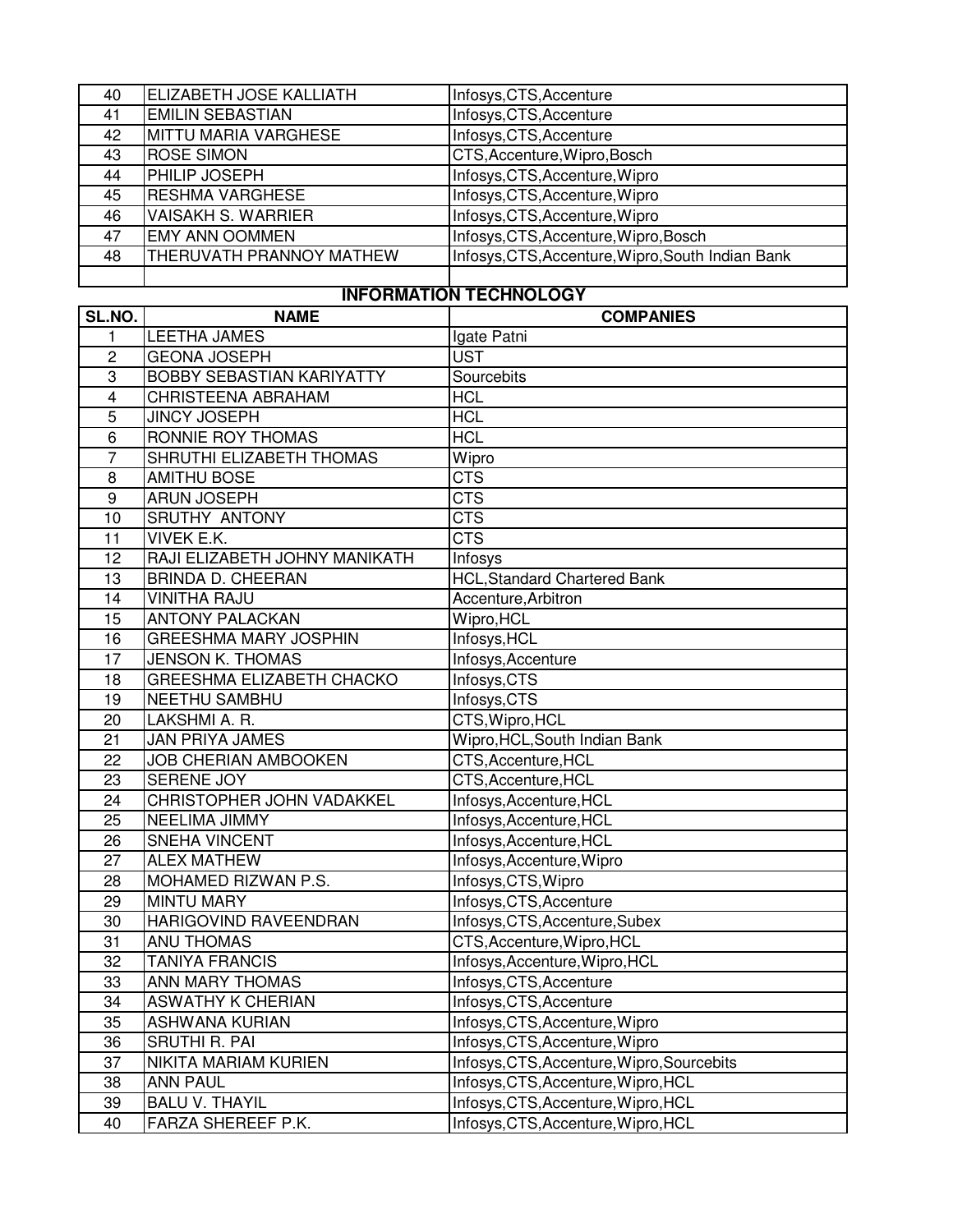| | | |
|---|---|---|
| 40 | ELIZABETH JOSE KALLIATH | Infosys,CTS,Accenture |
| 41 | EMILIN SEBASTIAN | Infosys,CTS,Accenture |
| 42 | MITTU MARIA VARGHESE | Infosys,CTS,Accenture |
| 43 | ROSE SIMON | CTS,Accenture,Wipro,Bosch |
| 44 | PHILIP JOSEPH | Infosys,CTS,Accenture,Wipro |
| 45 | RESHMA VARGHESE | Infosys,CTS,Accenture,Wipro |
| 46 | VAISAKH S. WARRIER | Infosys,CTS,Accenture,Wipro |
| 47 | EMY ANN OOMMEN | Infosys,CTS,Accenture,Wipro,Bosch |
| 48 | THERUVATH PRANNOY MATHEW | Infosys,CTS,Accenture,Wipro,South Indian Bank |
| | | |

## INFORMATION TECHNOLOGY

| SL.NO. | NAME | COMPANIES |
|---|---|---|
| 1 | LEETHA JAMES | Igate Patni |
| 2 | GEONA JOSEPH | UST |
| 3 | BOBBY SEBASTIAN KARIYATTY | Sourcebits |
| 4 | CHRISTEENA ABRAHAM | HCL |
| 5 | JINCY JOSEPH | HCL |
| 6 | RONNIE ROY THOMAS | HCL |
| 7 | SHRUTHI ELIZABETH THOMAS | Wipro |
| 8 | AMITHU BOSE | CTS |
| 9 | ARUN JOSEPH | CTS |
| 10 | SRUTHY ANTONY | CTS |
| 11 | VIVEK E.K. | CTS |
| 12 | RAJI ELIZABETH JOHNY MANIKATH | Infosys |
| 13 | BRINDA D. CHEERAN | HCL,Standard Chartered Bank |
| 14 | VINITHA RAJU | Accenture,Arbitron |
| 15 | ANTONY PALACKAN | Wipro,HCL |
| 16 | GREESHMA MARY JOSPHIN | Infosys,HCL |
| 17 | JENSON K. THOMAS | Infosys,Accenture |
| 18 | GREESHMA ELIZABETH CHACKO | Infosys,CTS |
| 19 | NEETHU SAMBHU | Infosys,CTS |
| 20 | LAKSHMI A. R. | CTS,Wipro,HCL |
| 21 | JAN PRIYA JAMES | Wipro,HCL,South Indian Bank |
| 22 | JOB CHERIAN AMBOOKEN | CTS,Accenture,HCL |
| 23 | SERENE JOY | CTS,Accenture,HCL |
| 24 | CHRISTOPHER JOHN VADAKKEL | Infosys,Accenture,HCL |
| 25 | NEELIMA JIMMY | Infosys,Accenture,HCL |
| 26 | SNEHA VINCENT | Infosys,Accenture,HCL |
| 27 | ALEX MATHEW | Infosys,Accenture,Wipro |
| 28 | MOHAMED RIZWAN P.S. | Infosys,CTS,Wipro |
| 29 | MINTU MARY | Infosys,CTS,Accenture |
| 30 | HARIGOVIND RAVEENDRAN | Infosys,CTS,Accenture,Subex |
| 31 | ANU THOMAS | CTS,Accenture,Wipro,HCL |
| 32 | TANIYA FRANCIS | Infosys,Accenture,Wipro,HCL |
| 33 | ANN MARY THOMAS | Infosys,CTS,Accenture |
| 34 | ASWATHY K CHERIAN | Infosys,CTS,Accenture |
| 35 | ASHWANA KURIAN | Infosys,CTS,Accenture,Wipro |
| 36 | SRUTHI R. PAI | Infosys,CTS,Accenture,Wipro |
| 37 | NIKITA MARIAM KURIEN | Infosys,CTS,Accenture,Wipro,Sourcebits |
| 38 | ANN PAUL | Infosys,CTS,Accenture,Wipro,HCL |
| 39 | BALU V. THAYIL | Infosys,CTS,Accenture,Wipro,HCL |
| 40 | FARZA SHEREEF P.K. | Infosys,CTS,Accenture,Wipro,HCL |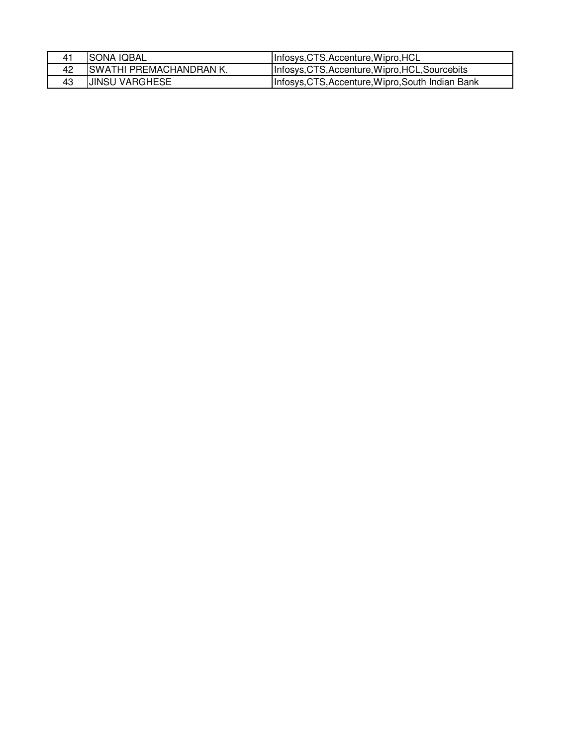| | | |
|---|---|---|
| 41 | SONA IQBAL | Infosys,CTS,Accenture,Wipro,HCL |
| 42 | SWATHI PREMACHANDRAN K. | Infosys,CTS,Accenture,Wipro,HCL,Sourcebits |
| 43 | JINSU VARGHESE | Infosys,CTS,Accenture,Wipro,South Indian Bank |